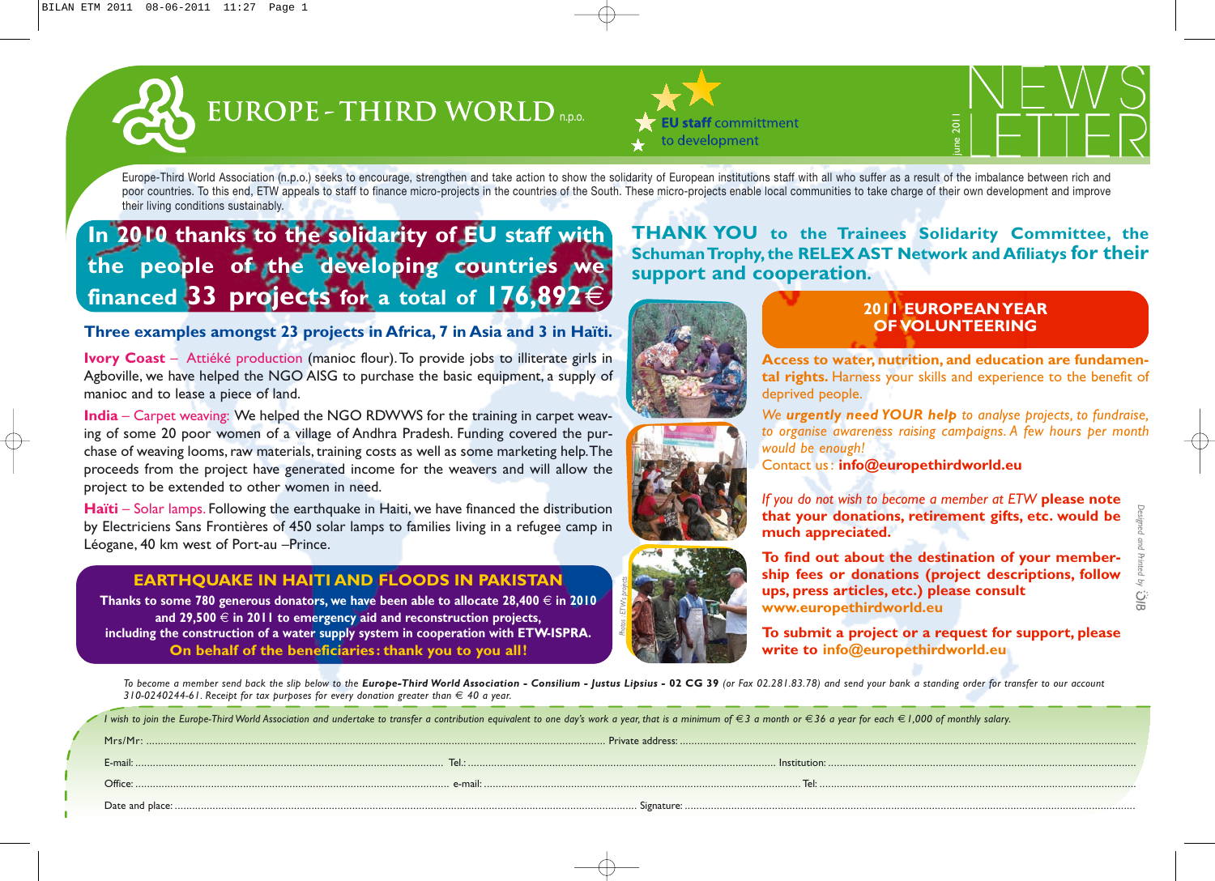# EUROPE - THIRD WORLD n.p.o.

**EU staff** committment to development

june 2011

# NEWSLETTER

Europe-Third World Association (n.p.o.) seeks to encourage, strengthen and take action to show the solidarity of European institutions staff with all who suffer as a result of the imbalance between rich and poor countries. To this end, ETW appeals to staff to finance micro-projects in the countries of the South. These micro-projects enable local communities to take charge of their own development and improve their living conditions sustainably.

## In 2010 thanks to the solidarity of EU staff with the people of the developing countries we financed 33 projects for a total of 176,892 €

### Three examples amongst 23 projects in Africa, 7 in Asia and 3 in Haïti.

**Ivory Coast** – Attiéké production (manioc flour). To provide jobs to illiterate girls in Agboville, we have helped the NGO AISG to purchase the basic equipment, a supply of manioc and to lease a piece of land.

**India** – Carpet weaving: We helped the NGO RDWWS for the training in carpet weaving of some 20 poor women of a village of Andhra Pradesh. Funding covered the purchase of weaving looms, raw materials, training costs as well as some marketing help. The proceeds from the project have generated income for the weavers and will allow the project to be extended to other women in need.

**Haïti** – Solar lamps. Following the earthquake in Haiti, we have financed the distribution by Electriciens Sans Frontières of 450 solar lamps to families living in a refugee camp in Léogane, 40 km west of Port-au –Prince.

### EARTHQUAKE IN HAITI AND FLOODS IN PAKISTAN

**Thanks to some 780 generous donators, we have been able to allocate 28,400 € in 2010 and 29,500 € in 2011 to emergency aid and reconstruction projects, including the construction of a water supply system in cooperation with ETW-ISPRA.**

**On behalf of the beneficiaries: thank you to you all!**

Photos: ETW's projects

## THANK YOU to the Trainees Solidarity Committee, the Schuman Trophy, the RELEX AST Network and Afiliatys for their support and cooperation.

### 2011 EUROPEAN YEAR OF VOLUNTEERING

**Access to water, nutrition, and education are fundamental rights.** Harness your skills and experience to the benefit of deprived people.

*We* ***urgently need YOUR help*** *to analyse projects, to fundraise, to organise awareness raising campaigns. A few hours per month would be enough!*

Contact us: **info@europethirdworld.eu**

*If you do not wish to become a member at ETW* **please note that your donations, retirement gifts, etc. would be much appreciated.**

**To find out about the destination of your membership fees or donations (project descriptions, follow ups, press articles, etc.) please consult www.europethirdworld.eu**

**To submit a project or a request for support, please write to info@europethirdworld.eu**

*Designed and Printed by OIB*

*To become a member send back the slip below to the* ***Europe-Third World Association - Consilium - Justus Lipsius - 02 CG 39*** *(or Fax 02.281.83.78) and send your bank a standing order for transfer to our account 310-0240244-61. Receipt for tax purposes for every donation greater than € 40 a year.*

*I wish to join the Europe-Third World Association and undertake to transfer a contribution equivalent to one day's work a year, that is a minimum of € 3 a month or € 36 a year for each € 1,000 of monthly salary.*

Mrs/Mr: ............................................................ Private address: ............................................................

E-mail: ........................................ Tel.: ........................................ Institution: ........................................

Office: ........................................ e-mail: ........................................ Tel: ........................................

Date and place: ............................................................ Signature: ............................................................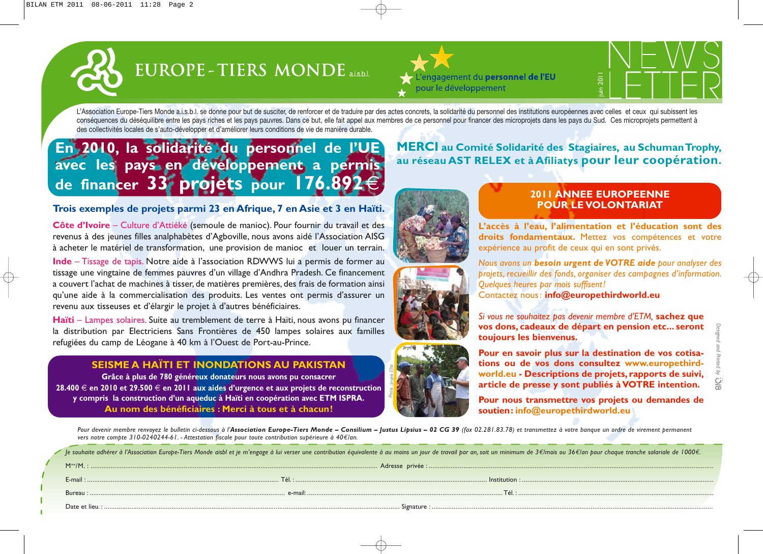# EUROPE-TIERS MONDE a.i.s.b.l.

L'engagement du **personnel de l'EU** pour le développement

juin 2011

NEWS LETTER

L'Association Europe-Tiers Monde a.i.s.b.l. se donne pour but de susciter, de renforcer et de traduire par des actes concrets, la solidarité du personnel des institutions européennes avec celles et ceux qui subissent les conséquences du déséquilibre entre les pays riches et les pays pauvres. Dans ce but, elle fait appel aux membres de ce personnel pour financer des microprojets dans les pays du Sud. Ces microprojets permettent à des collectivités locales de s'auto-développer et d'améliorer leurs conditions de vie de manière durable.

## En 2010, la solidarité du personnel de l'UE avec les pays en développement a permis de financer 33 projets pour 176.892 €

### Trois exemples de projets parmi 23 en Afrique, 7 en Asie et 3 en Haïti.

**Côte d'Ivoire** – Culture d'Attiéké (semoule de manioc). Pour fournir du travail et des revenus à des jeunes filles analphabètes d'Agboville, nous avons aidé l'Association AISG à acheter le matériel de transformation, une provision de manioc et louer un terrain.

**Inde** – Tissage de tapis. Notre aide à l'association RDWWS lui a permis de former au tissage une vingtaine de femmes pauvres d'un village d'Andhra Pradesh. Ce financement a couvert l'achat de machines à tisser, de matières premières, des frais de formation ainsi qu'une aide à la commercialisation des produits. Les ventes ont permis d'assurer un revenu aux tisseuses et d'élargir le projet à d'autres bénéficiaires.

**Haïti** – Lampes solaires. Suite au tremblement de terre à Haïti, nous avons pu financer la distribution par Electriciens Sans Frontières de 450 lampes solaires aux familles refugiées du camp de Léogane à 40 km à l'Ouest de Port-au-Prince.

### SEISME A HAÏTI ET INONDATIONS AU PAKISTAN

**Grâce à plus de 780 généreux donateurs nous avons pu consacrer 28.400 € en 2010 et 29.500 € en 2011 aux aides d'urgence et aux projets de reconstruction y compris la construction d'un aqueduc à Haïti en coopération avec ETM ISPRA.**

**Au nom des bénéficiaires : Merci à tous et à chacun!**

## MERCI au Comité Solidarité des Stagiaires, au Schuman Trophy, au réseau AST RELEX et à Afiliatys pour leur coopération.

Photos : projets ETM

### 2011 ANNEE EUROPEENNE POUR LE VOLONTARIAT

**L'accès à l'eau, l'alimentation et l'éducation sont des droits fondamentaux.** Mettez vos compétences et votre expérience au profit de ceux qui en sont privés.

*Nous avons un **besoin urgent de VOTRE aide** pour analyser des projets, recueillir des fonds, organiser des campagnes d'information. Quelques heures par mois suffisent!*

Contactez nous : **info@europethirdworld.eu**

*Si vous ne souhaitez pas devenir membre d'ETM,* **sachez que vos dons, cadeaux de départ en pension etc... seront toujours les bienvenus.**

**Pour en savoir plus sur la destination de vos cotisations ou de vos dons consultez www.europethirdworld.eu - Descriptions de projets, rapports de suivi, article de presse y sont publiés à VOTRE intention.**

**Pour nous transmettre vos projets ou demandes de soutien: info@europethirdworld.eu**

*Designed and Printed by OIB*

*Pour devenir membre renvoyez le bulletin ci-dessous à l'**Association Europe-Tiers Monde – Consilium – Justus Lipsius – 02 CG 39** (fax 02.281.83.78) et transmettez à votre banque un ordre de virement permanent vers notre compte 310-0240244-61. - Attestation fiscale pour toute contribution supérieure à 40€/an.*

*Je souhaite adhérer à l'Association Europe-Tiers Monde aisbl et je m'engage à lui verser une contribution équivalente à au moins un jour de travail par an, soit un minimum de 3€/mois ou 36€/an pour chaque tranche salariale de 1000€.*

Mme/M. : ................................................ Adresse privée : ................................................

E-mail : ................................ Tél. : ................................ Institution : ................................

Bureau : ................................ e-mail: ................................ Tél. : ................................

Date et lieu. : ................................................ Signature : ................................................